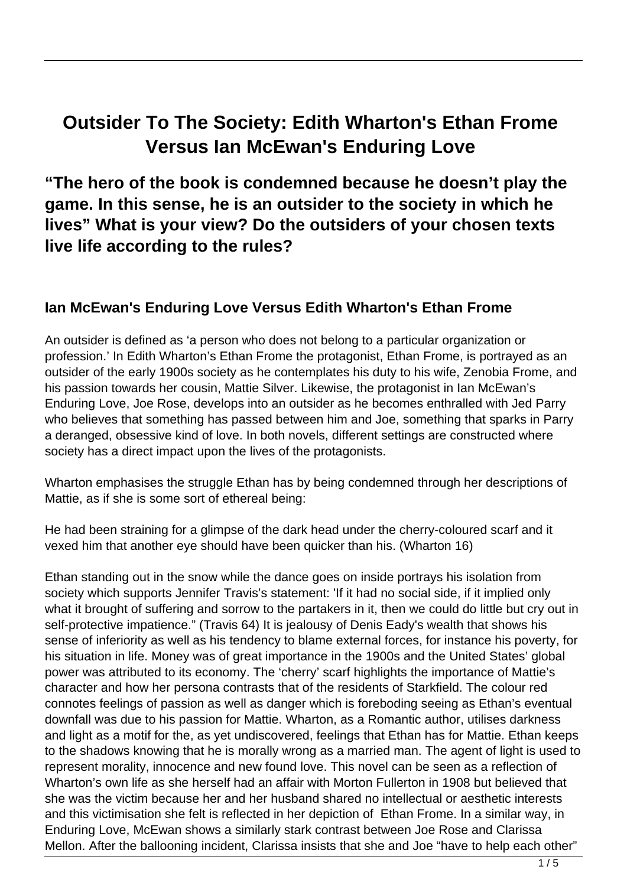# Outsider To The Society: Edith Wharton's Ethan Frome Versus Ian McEwan's Enduring Love

## "The hero of the book is condemned because he doesn't play the game. In this sense, he is an outsider to the society in which he lives" What is your view? Do the outsiders of your chosen texts live life according to the rules?

### Ian McEwan's Enduring Love Versus Edith Wharton's Ethan Frome

An outsider is defined as 'a person who does not belong to a particular organization or profession.' In Edith Wharton's Ethan Frome the protagonist, Ethan Frome, is portrayed as an outsider of the early 1900s society as he contemplates his duty to his wife, Zenobia Frome, and his passion towards her cousin, Mattie Silver. Likewise, the protagonist in Ian McEwan's Enduring Love, Joe Rose, develops into an outsider as he becomes enthralled with Jed Parry who believes that something has passed between him and Joe, something that sparks in Parry a deranged, obsessive kind of love. In both novels, different settings are constructed where society has a direct impact upon the lives of the protagonists.

Wharton emphasises the struggle Ethan has by being condemned through her descriptions of Mattie, as if she is some sort of ethereal being:

He had been straining for a glimpse of the dark head under the cherry-coloured scarf and it vexed him that another eye should have been quicker than his. (Wharton 16)

Ethan standing out in the snow while the dance goes on inside portrays his isolation from society which supports Jennifer Travis's statement: 'If it had no social side, if it implied only what it brought of suffering and sorrow to the partakers in it, then we could do little but cry out in self-protective impatience." (Travis 64) It is jealousy of Denis Eady's wealth that shows his sense of inferiority as well as his tendency to blame external forces, for instance his poverty, for his situation in life. Money was of great importance in the 1900s and the United States' global power was attributed to its economy. The 'cherry' scarf highlights the importance of Mattie's character and how her persona contrasts that of the residents of Starkfield. The colour red connotes feelings of passion as well as danger which is foreboding seeing as Ethan's eventual downfall was due to his passion for Mattie. Wharton, as a Romantic author, utilises darkness and light as a motif for the, as yet undiscovered, feelings that Ethan has for Mattie. Ethan keeps to the shadows knowing that he is morally wrong as a married man. The agent of light is used to represent morality, innocence and new found love. This novel can be seen as a reflection of Wharton's own life as she herself had an affair with Morton Fullerton in 1908 but believed that she was the victim because her and her husband shared no intellectual or aesthetic interests and this victimisation she felt is reflected in her depiction of Ethan Frome. In a similar way, in Enduring Love, McEwan shows a similarly stark contrast between Joe Rose and Clarissa Mellon. After the ballooning incident, Clarissa insists that she and Joe "have to help each other"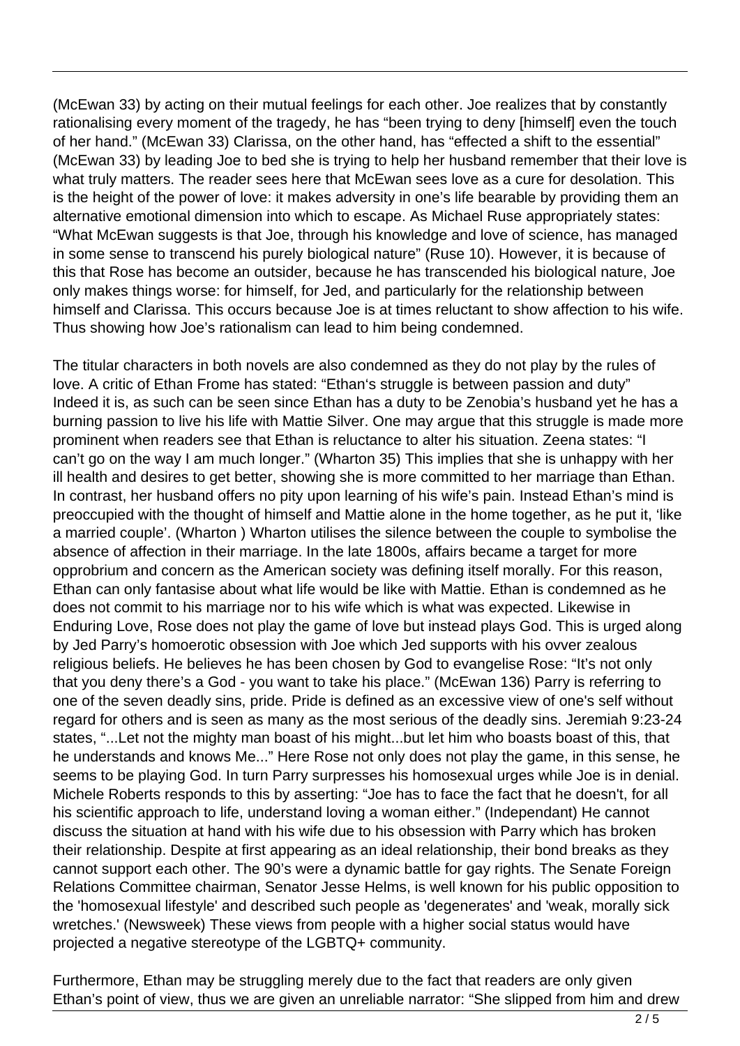(McEwan 33) by acting on their mutual feelings for each other. Joe realizes that by constantly rationalising every moment of the tragedy, he has "been trying to deny [himself] even the touch of her hand." (McEwan 33) Clarissa, on the other hand, has "effected a shift to the essential" (McEwan 33) by leading Joe to bed she is trying to help her husband remember that their love is what truly matters. The reader sees here that McEwan sees love as a cure for desolation. This is the height of the power of love: it makes adversity in one's life bearable by providing them an alternative emotional dimension into which to escape. As Michael Ruse appropriately states: "What McEwan suggests is that Joe, through his knowledge and love of science, has managed in some sense to transcend his purely biological nature" (Ruse 10). However, it is because of this that Rose has become an outsider, because he has transcended his biological nature, Joe only makes things worse: for himself, for Jed, and particularly for the relationship between himself and Clarissa. This occurs because Joe is at times reluctant to show affection to his wife. Thus showing how Joe's rationalism can lead to him being condemned.

The titular characters in both novels are also condemned as they do not play by the rules of love. A critic of Ethan Frome has stated: "Ethan's struggle is between passion and duty" Indeed it is, as such can be seen since Ethan has a duty to be Zenobia's husband yet he has a burning passion to live his life with Mattie Silver. One may argue that this struggle is made more prominent when readers see that Ethan is reluctance to alter his situation. Zeena states: "I can't go on the way I am much longer." (Wharton 35) This implies that she is unhappy with her ill health and desires to get better, showing she is more committed to her marriage than Ethan. In contrast, her husband offers no pity upon learning of his wife's pain. Instead Ethan's mind is preoccupied with the thought of himself and Mattie alone in the home together, as he put it, 'like a married couple'. (Wharton ) Wharton utilises the silence between the couple to symbolise the absence of affection in their marriage. In the late 1800s, affairs became a target for more opprobrium and concern as the American society was defining itself morally. For this reason, Ethan can only fantasise about what life would be like with Mattie. Ethan is condemned as he does not commit to his marriage nor to his wife which is what was expected. Likewise in Enduring Love, Rose does not play the game of love but instead plays God. This is urged along by Jed Parry's homoerotic obsession with Joe which Jed supports with his ovver zealous religious beliefs. He believes he has been chosen by God to evangelise Rose: "It's not only that you deny there's a God - you want to take his place." (McEwan 136) Parry is referring to one of the seven deadly sins, pride. Pride is defined as an excessive view of one's self without regard for others and is seen as many as the most serious of the deadly sins. Jeremiah 9:23-24 states, "...Let not the mighty man boast of his might...but let him who boasts boast of this, that he understands and knows Me..." Here Rose not only does not play the game, in this sense, he seems to be playing God. In turn Parry surpresses his homosexual urges while Joe is in denial. Michele Roberts responds to this by asserting: "Joe has to face the fact that he doesn't, for all his scientific approach to life, understand loving a woman either." (Independant) He cannot discuss the situation at hand with his wife due to his obsession with Parry which has broken their relationship. Despite at first appearing as an ideal relationship, their bond breaks as they cannot support each other. The 90's were a dynamic battle for gay rights. The Senate Foreign Relations Committee chairman, Senator Jesse Helms, is well known for his public opposition to the 'homosexual lifestyle' and described such people as 'degenerates' and 'weak, morally sick wretches.' (Newsweek) These views from people with a higher social status would have projected a negative stereotype of the LGBTQ+ community.

Furthermore, Ethan may be struggling merely due to the fact that readers are only given Ethan's point of view, thus we are given an unreliable narrator: "She slipped from him and drew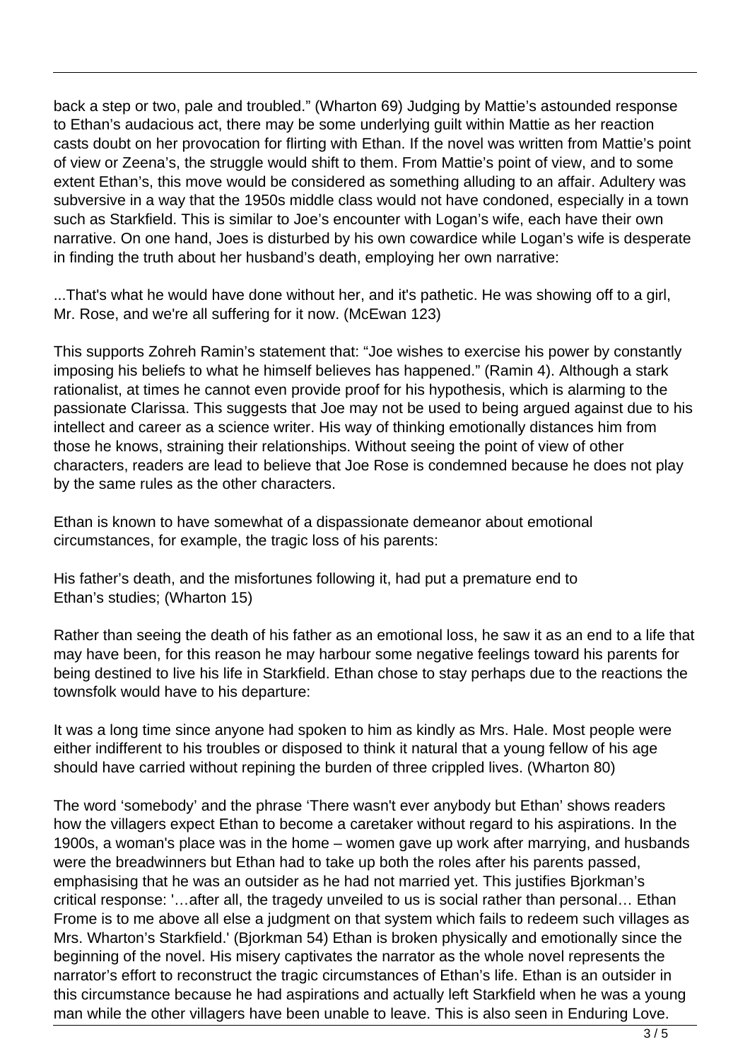back a step or two, pale and troubled." (Wharton 69) Judging by Mattie's astounded response to Ethan's audacious act, there may be some underlying guilt within Mattie as her reaction casts doubt on her provocation for flirting with Ethan. If the novel was written from Mattie's point of view or Zeena's, the struggle would shift to them. From Mattie's point of view, and to some extent Ethan's, this move would be considered as something alluding to an affair. Adultery was subversive in a way that the 1950s middle class would not have condoned, especially in a town such as Starkfield. This is similar to Joe's encounter with Logan's wife, each have their own narrative. On one hand, Joes is disturbed by his own cowardice while Logan's wife is desperate in finding the truth about her husband's death, employing her own narrative:

...That's what he would have done without her, and it's pathetic. He was showing off to a girl, Mr. Rose, and we're all suffering for it now. (McEwan 123)

This supports Zohreh Ramin's statement that: "Joe wishes to exercise his power by constantly imposing his beliefs to what he himself believes has happened." (Ramin 4). Although a stark rationalist, at times he cannot even provide proof for his hypothesis, which is alarming to the passionate Clarissa. This suggests that Joe may not be used to being argued against due to his intellect and career as a science writer. His way of thinking emotionally distances him from those he knows, straining their relationships. Without seeing the point of view of other characters, readers are lead to believe that Joe Rose is condemned because he does not play by the same rules as the other characters.

Ethan is known to have somewhat of a dispassionate demeanor about emotional circumstances, for example, the tragic loss of his parents:

His father's death, and the misfortunes following it, had put a premature end to Ethan's studies; (Wharton 15)

Rather than seeing the death of his father as an emotional loss, he saw it as an end to a life that may have been, for this reason he may harbour some negative feelings toward his parents for being destined to live his life in Starkfield. Ethan chose to stay perhaps due to the reactions the townsfolk would have to his departure:

It was a long time since anyone had spoken to him as kindly as Mrs. Hale. Most people were either indifferent to his troubles or disposed to think it natural that a young fellow of his age should have carried without repining the burden of three crippled lives. (Wharton 80)

The word 'somebody' and the phrase 'There wasn't ever anybody but Ethan' shows readers how the villagers expect Ethan to become a caretaker without regard to his aspirations. In the 1900s, a woman's place was in the home – women gave up work after marrying, and husbands were the breadwinners but Ethan had to take up both the roles after his parents passed, emphasising that he was an outsider as he had not married yet. This justifies Bjorkman's critical response: '…after all, the tragedy unveiled to us is social rather than personal… Ethan Frome is to me above all else a judgment on that system which fails to redeem such villages as Mrs. Wharton's Starkfield.' (Bjorkman 54) Ethan is broken physically and emotionally since the beginning of the novel. His misery captivates the narrator as the whole novel represents the narrator's effort to reconstruct the tragic circumstances of Ethan's life. Ethan is an outsider in this circumstance because he had aspirations and actually left Starkfield when he was a young man while the other villagers have been unable to leave. This is also seen in Enduring Love.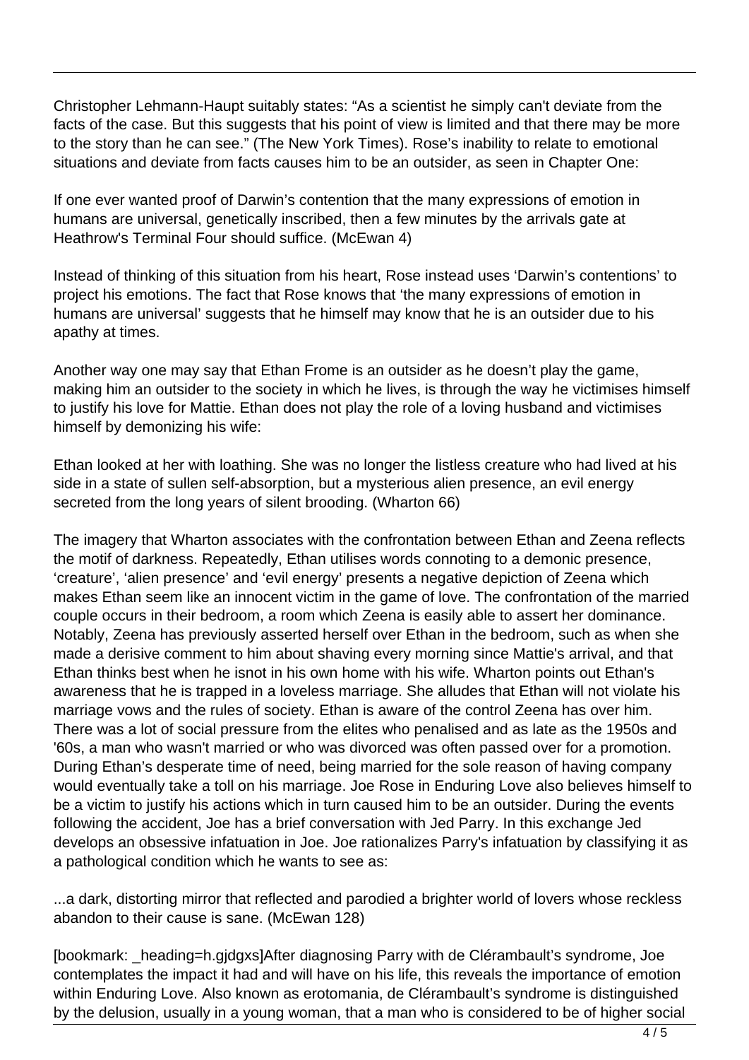Christopher Lehmann-Haupt suitably states: “As a scientist he simply can't deviate from the facts of the case. But this suggests that his point of view is limited and that there may be more to the story than he can see.” (The New York Times). Rose’s inability to relate to emotional situations and deviate from facts causes him to be an outsider, as seen in Chapter One:

If one ever wanted proof of Darwin’s contention that the many expressions of emotion in humans are universal, genetically inscribed, then a few minutes by the arrivals gate at Heathrow's Terminal Four should suffice. (McEwan 4)

Instead of thinking of this situation from his heart, Rose instead uses ‘Darwin’s contentions’ to project his emotions. The fact that Rose knows that ‘the many expressions of emotion in humans are universal’ suggests that he himself may know that he is an outsider due to his apathy at times.

Another way one may say that Ethan Frome is an outsider as he doesn’t play the game, making him an outsider to the society in which he lives, is through the way he victimises himself to justify his love for Mattie. Ethan does not play the role of a loving husband and victimises himself by demonizing his wife:

Ethan looked at her with loathing. She was no longer the listless creature who had lived at his side in a state of sullen self-absorption, but a mysterious alien presence, an evil energy secreted from the long years of silent brooding. (Wharton 66)

The imagery that Wharton associates with the confrontation between Ethan and Zeena reflects the motif of darkness. Repeatedly, Ethan utilises words connoting to a demonic presence, ‘creature’, ‘alien presence’ and ‘evil energy’ presents a negative depiction of Zeena which makes Ethan seem like an innocent victim in the game of love. The confrontation of the married couple occurs in their bedroom, a room which Zeena is easily able to assert her dominance. Notably, Zeena has previously asserted herself over Ethan in the bedroom, such as when she made a derisive comment to him about shaving every morning since Mattie's arrival, and that Ethan thinks best when he isnot in his own home with his wife. Wharton points out Ethan's awareness that he is trapped in a loveless marriage. She alludes that Ethan will not violate his marriage vows and the rules of society. Ethan is aware of the control Zeena has over him. There was a lot of social pressure from the elites who penalised and as late as the 1950s and '60s, a man who wasn't married or who was divorced was often passed over for a promotion. During Ethan’s desperate time of need, being married for the sole reason of having company would eventually take a toll on his marriage. Joe Rose in Enduring Love also believes himself to be a victim to justify his actions which in turn caused him to be an outsider. During the events following the accident, Joe has a brief conversation with Jed Parry. In this exchange Jed develops an obsessive infatuation in Joe. Joe rationalizes Parry's infatuation by classifying it as a pathological condition which he wants to see as:

...a dark, distorting mirror that reflected and parodied a brighter world of lovers whose reckless abandon to their cause is sane. (McEwan 128)

[bookmark: _heading=h.gjdgxs]After diagnosing Parry with de Clérambault’s syndrome, Joe contemplates the impact it had and will have on his life, this reveals the importance of emotion within Enduring Love. Also known as erotomania, de Clérambault’s syndrome is distinguished by the delusion, usually in a young woman, that a man who is considered to be of higher social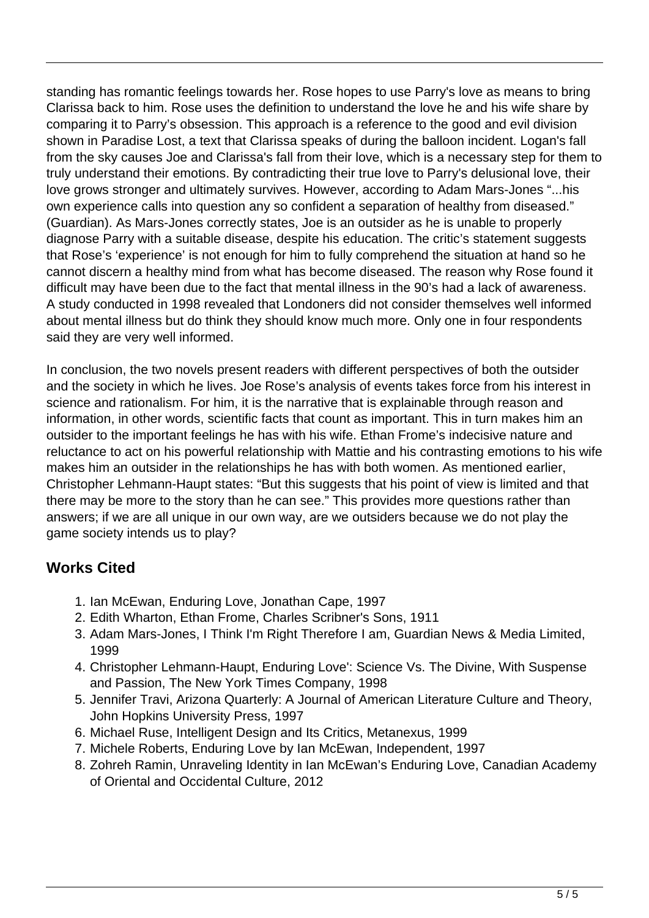standing has romantic feelings towards her. Rose hopes to use Parry's love as means to bring Clarissa back to him. Rose uses the definition to understand the love he and his wife share by comparing it to Parry's obsession. This approach is a reference to the good and evil division shown in Paradise Lost, a text that Clarissa speaks of during the balloon incident. Logan's fall from the sky causes Joe and Clarissa's fall from their love, which is a necessary step for them to truly understand their emotions. By contradicting their true love to Parry's delusional love, their love grows stronger and ultimately survives. However, according to Adam Mars-Jones "...his own experience calls into question any so confident a separation of healthy from diseased." (Guardian). As Mars-Jones correctly states, Joe is an outsider as he is unable to properly diagnose Parry with a suitable disease, despite his education. The critic's statement suggests that Rose's 'experience' is not enough for him to fully comprehend the situation at hand so he cannot discern a healthy mind from what has become diseased. The reason why Rose found it difficult may have been due to the fact that mental illness in the 90's had a lack of awareness. A study conducted in 1998 revealed that Londoners did not consider themselves well informed about mental illness but do think they should know much more. Only one in four respondents said they are very well informed.

In conclusion, the two novels present readers with different perspectives of both the outsider and the society in which he lives. Joe Rose's analysis of events takes force from his interest in science and rationalism. For him, it is the narrative that is explainable through reason and information, in other words, scientific facts that count as important. This in turn makes him an outsider to the important feelings he has with his wife. Ethan Frome's indecisive nature and reluctance to act on his powerful relationship with Mattie and his contrasting emotions to his wife makes him an outsider in the relationships he has with both women. As mentioned earlier, Christopher Lehmann-Haupt states: "But this suggests that his point of view is limited and that there may be more to the story than he can see." This provides more questions rather than answers; if we are all unique in our own way, are we outsiders because we do not play the game society intends us to play?

## Works Cited

1. Ian McEwan, Enduring Love, Jonathan Cape, 1997
2. Edith Wharton, Ethan Frome, Charles Scribner's Sons, 1911
3. Adam Mars-Jones, I Think I'm Right Therefore I am, Guardian News & Media Limited, 1999
4. Christopher Lehmann-Haupt, Enduring Love': Science Vs. The Divine, With Suspense and Passion, The New York Times Company, 1998
5. Jennifer Travi, Arizona Quarterly: A Journal of American Literature Culture and Theory, John Hopkins University Press, 1997
6. Michael Ruse, Intelligent Design and Its Critics, Metanexus, 1999
7. Michele Roberts, Enduring Love by Ian McEwan, Independent, 1997
8. Zohreh Ramin, Unraveling Identity in Ian McEwan's Enduring Love, Canadian Academy of Oriental and Occidental Culture, 2012